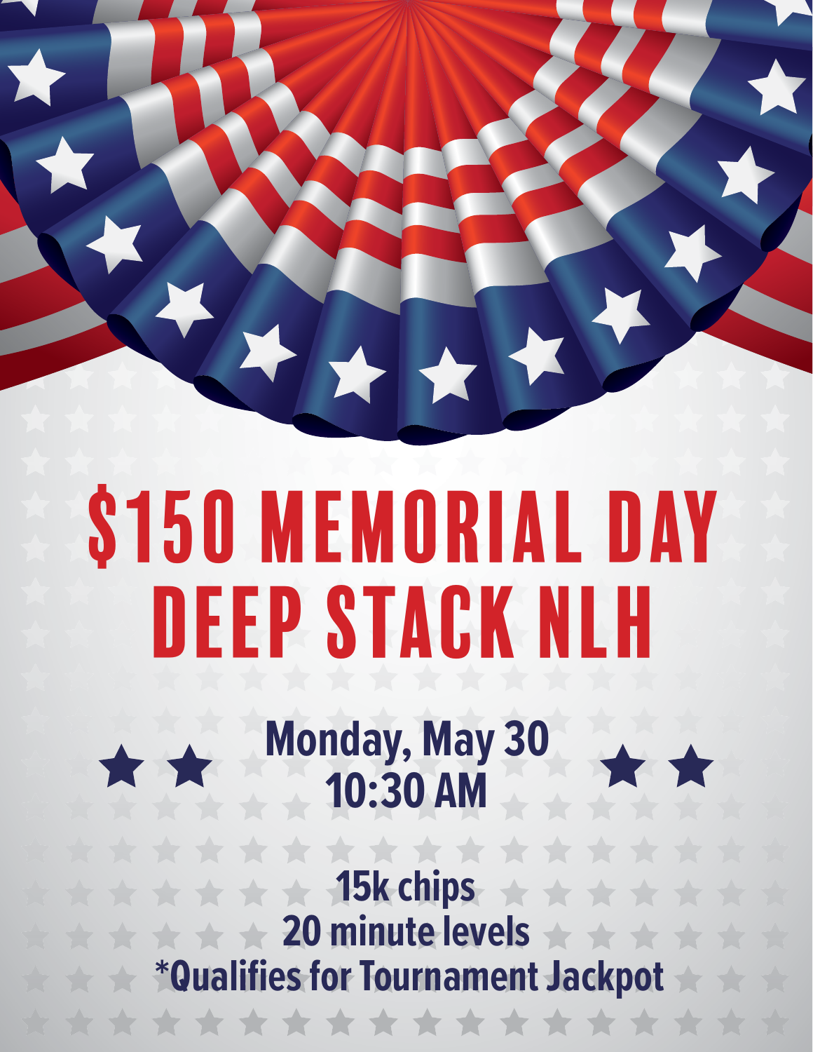# $150 MEMORIAL DAY DEEP STACK NLH

**Monday, May 30**
**10:30 AM**

**15k chips**
**20 minute levels**
***Qualifies for Tournament Jackpot**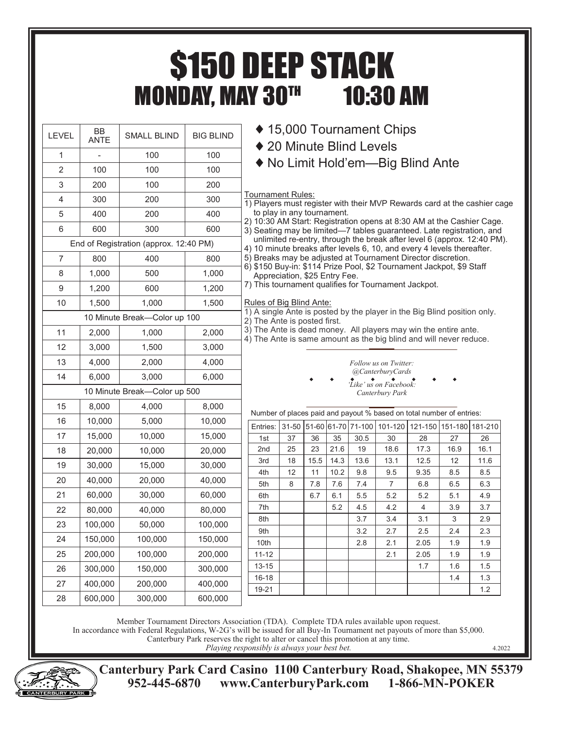# $150 DEEP STACK

## MONDAY, MAY 30TH 10:30 AM

| LEVEL | BB ANTE | SMALL BLIND | BIG BLIND |
|---|---|---|---|
| 1 | - | 100 | 100 |
| 2 | 100 | 100 | 100 |
| 3 | 200 | 100 | 200 |
| 4 | 300 | 200 | 300 |
| 5 | 400 | 200 | 400 |
| 6 | 600 | 300 | 600 |
| End of Registration (approx. 12:40 PM) | | | |
| 7 | 800 | 400 | 800 |
| 8 | 1,000 | 500 | 1,000 |
| 9 | 1,200 | 600 | 1,200 |
| 10 | 1,500 | 1,000 | 1,500 |
| 10 Minute Break—Color up 100 | | | |
| 11 | 2,000 | 1,000 | 2,000 |
| 12 | 3,000 | 1,500 | 3,000 |
| 13 | 4,000 | 2,000 | 4,000 |
| 14 | 6,000 | 3,000 | 6,000 |
| 10 Minute Break—Color up 500 | | | |
| 15 | 8,000 | 4,000 | 8,000 |
| 16 | 10,000 | 5,000 | 10,000 |
| 17 | 15,000 | 10,000 | 15,000 |
| 18 | 20,000 | 10,000 | 20,000 |
| 19 | 30,000 | 15,000 | 30,000 |
| 20 | 40,000 | 20,000 | 40,000 |
| 21 | 60,000 | 30,000 | 60,000 |
| 22 | 80,000 | 40,000 | 80,000 |
| 23 | 100,000 | 50,000 | 100,000 |
| 24 | 150,000 | 100,000 | 150,000 |
| 25 | 200,000 | 100,000 | 200,000 |
| 26 | 300,000 | 150,000 | 300,000 |
| 27 | 400,000 | 200,000 | 400,000 |
| 28 | 600,000 | 300,000 | 600,000 |

- ♦ 15,000 Tournament Chips
- ♦ 20 Minute Blind Levels
- ♦ No Limit Hold'em—Big Blind Ante

Tournament Rules:

1) Players must register with their MVP Rewards card at the cashier cage to play in any tournament.
2) 10:30 AM Start: Registration opens at 8:30 AM at the Cashier Cage.
3) Seating may be limited—7 tables guaranteed. Late registration, and unlimited re-entry, through the break after level 6 (approx. 12:40 PM).
4) 10 minute breaks after levels 6, 10, and every 4 levels thereafter.
5) Breaks may be adjusted at Tournament Director discretion.
6) $150 Buy-in: $114 Prize Pool, $2 Tournament Jackpot, $9 Staff Appreciation, $25 Entry Fee.
7) This tournament qualifies for Tournament Jackpot.

Rules of Big Blind Ante:

1) A single Ante is posted by the player in the Big Blind position only.
2) The Ante is posted first.
3) The Ante is dead money. All players may win the entire ante.
4) The Ante is same amount as the big blind and will never reduce.

*Follow us on Twitter: @CanterburyCards*

*'Like' us on Facebook: Canterbury Park*

Number of places paid and payout % based on total number of entries:

| Entries: | 31-50 | 51-60 | 61-70 | 71-100 | 101-120 | 121-150 | 151-180 | 181-210 |
|---|---|---|---|---|---|---|---|---|
| 1st | 37 | 36 | 35 | 30.5 | 30 | 28 | 27 | 26 |
| 2nd | 25 | 23 | 21.6 | 19 | 18.6 | 17.3 | 16.9 | 16.1 |
| 3rd | 18 | 15.5 | 14.3 | 13.6 | 13.1 | 12.5 | 12 | 11.6 |
| 4th | 12 | 11 | 10.2 | 9.8 | 9.5 | 9.35 | 8.5 | 8.5 |
| 5th | 8 | 7.8 | 7.6 | 7.4 | 7 | 6.8 | 6.5 | 6.3 |
| 6th | | 6.7 | 6.1 | 5.5 | 5.2 | 5.2 | 5.1 | 4.9 |
| 7th | | | 5.2 | 4.5 | 4.2 | 4 | 3.9 | 3.7 |
| 8th | | | | 3.7 | 3.4 | 3.1 | 3 | 2.9 |
| 9th | | | | 3.2 | 2.7 | 2.5 | 2.4 | 2.3 |
| 10th | | | | 2.8 | 2.1 | 2.05 | 1.9 | 1.9 |
| 11-12 | | | | | 2.1 | 2.05 | 1.9 | 1.9 |
| 13-15 | | | | | | 1.7 | 1.6 | 1.5 |
| 16-18 | | | | | | | 1.4 | 1.3 |
| 19-21 | | | | | | | | 1.2 |

Member Tournament Directors Association (TDA). Complete TDA rules available upon request.
In accordance with Federal Regulations, W-2G's will be issued for all Buy-In Tournament net payouts of more than $5,000.
Canterbury Park reserves the right to alter or cancel this promotion at any time.
*Playing responsibly is always your best bet.*

4.2022

**Canterbury Park Card Casino 1100 Canterbury Road, Shakopee, MN 55379**
**952-445-6870 www.CanterburyPark.com 1-866-MN-POKER**